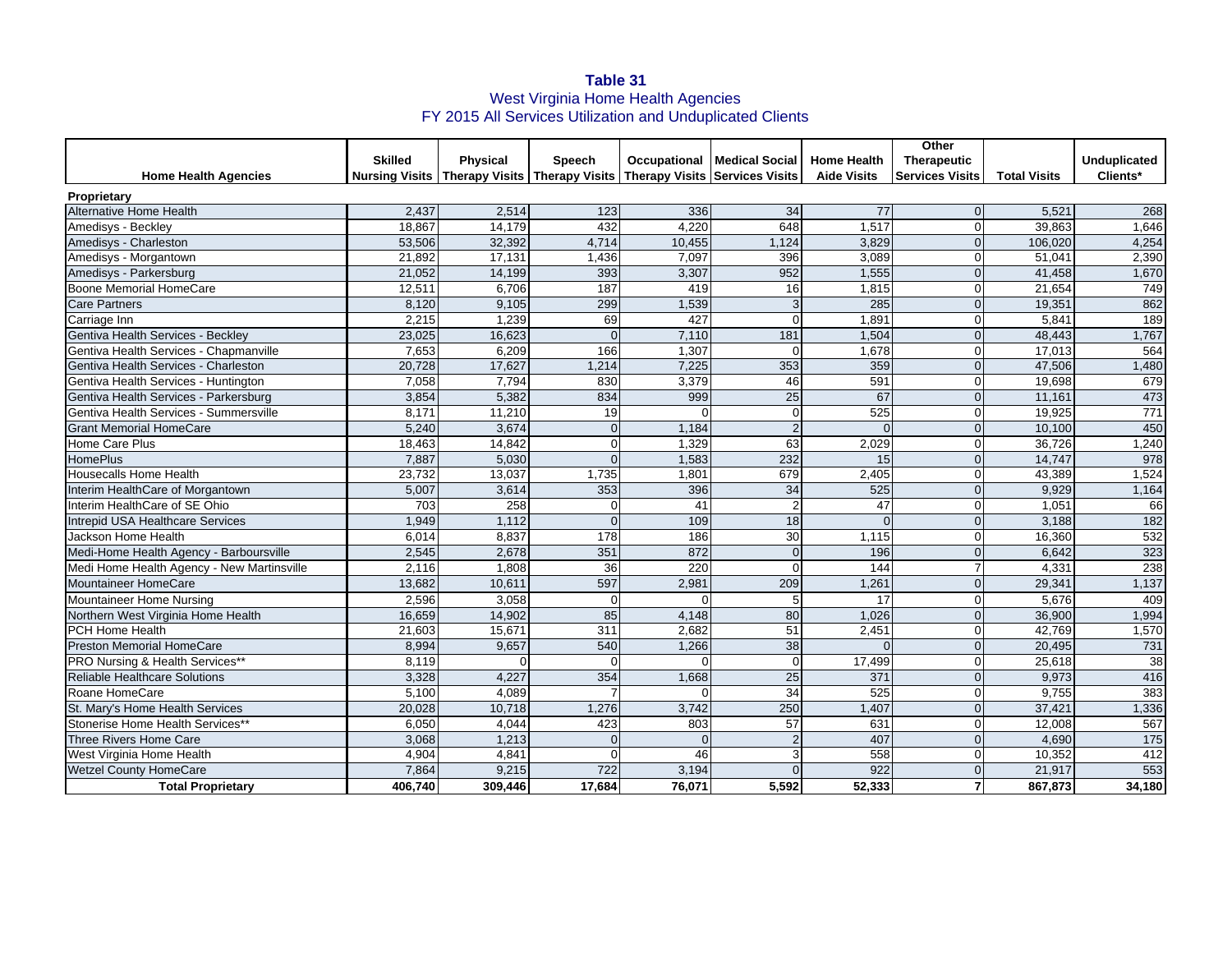**Table 31**
West Virginia Home Health Agencies
FY 2015 All Services Utilization and Unduplicated Clients

| Home Health Agencies | Skilled Nursing Visits | Physical Therapy Visits | Speech Therapy Visits | Occupational Therapy Visits | Medical Social Services Visits | Home Health Aide Visits | Other Therapeutic Services Visits | Total Visits | Unduplicated Clients* |
|---|---|---|---|---|---|---|---|---|---|
| **Proprietary** | | | | | | | | | |
| Alternative Home Health | 2,437 | 2,514 | 123 | 336 | 34 | 77 | 0 | 5,521 | 268 |
| Amedisys - Beckley | 18,867 | 14,179 | 432 | 4,220 | 648 | 1,517 | 0 | 39,863 | 1,646 |
| Amedisys - Charleston | 53,506 | 32,392 | 4,714 | 10,455 | 1,124 | 3,829 | 0 | 106,020 | 4,254 |
| Amedisys - Morgantown | 21,892 | 17,131 | 1,436 | 7,097 | 396 | 3,089 | 0 | 51,041 | 2,390 |
| Amedisys - Parkersburg | 21,052 | 14,199 | 393 | 3,307 | 952 | 1,555 | 0 | 41,458 | 1,670 |
| Boone Memorial HomeCare | 12,511 | 6,706 | 187 | 419 | 16 | 1,815 | 0 | 21,654 | 749 |
| Care Partners | 8,120 | 9,105 | 299 | 1,539 | 3 | 285 | 0 | 19,351 | 862 |
| Carriage Inn | 2,215 | 1,239 | 69 | 427 | 0 | 1,891 | 0 | 5,841 | 189 |
| Gentiva Health Services - Beckley | 23,025 | 16,623 | 0 | 7,110 | 181 | 1,504 | 0 | 48,443 | 1,767 |
| Gentiva Health Services - Chapmanville | 7,653 | 6,209 | 166 | 1,307 | 0 | 1,678 | 0 | 17,013 | 564 |
| Gentiva Health Services - Charleston | 20,728 | 17,627 | 1,214 | 7,225 | 353 | 359 | 0 | 47,506 | 1,480 |
| Gentiva Health Services - Huntington | 7,058 | 7,794 | 830 | 3,379 | 46 | 591 | 0 | 19,698 | 679 |
| Gentiva Health Services - Parkersburg | 3,854 | 5,382 | 834 | 999 | 25 | 67 | 0 | 11,161 | 473 |
| Gentiva Health Services - Summersville | 8,171 | 11,210 | 19 | 0 | 0 | 525 | 0 | 19,925 | 771 |
| Grant Memorial HomeCare | 5,240 | 3,674 | 0 | 1,184 | 2 | 0 | 0 | 10,100 | 450 |
| Home Care Plus | 18,463 | 14,842 | 0 | 1,329 | 63 | 2,029 | 0 | 36,726 | 1,240 |
| HomePlus | 7,887 | 5,030 | 0 | 1,583 | 232 | 15 | 0 | 14,747 | 978 |
| Housecalls Home Health | 23,732 | 13,037 | 1,735 | 1,801 | 679 | 2,405 | 0 | 43,389 | 1,524 |
| Interim HealthCare of Morgantown | 5,007 | 3,614 | 353 | 396 | 34 | 525 | 0 | 9,929 | 1,164 |
| Interim HealthCare of SE Ohio | 703 | 258 | 0 | 41 | 2 | 47 | 0 | 1,051 | 66 |
| Intrepid USA Healthcare Services | 1,949 | 1,112 | 0 | 109 | 18 | 0 | 0 | 3,188 | 182 |
| Jackson Home Health | 6,014 | 8,837 | 178 | 186 | 30 | 1,115 | 0 | 16,360 | 532 |
| Medi-Home Health Agency - Barboursville | 2,545 | 2,678 | 351 | 872 | 0 | 196 | 0 | 6,642 | 323 |
| Medi Home Health Agency - New Martinsville | 2,116 | 1,808 | 36 | 220 | 0 | 144 | 7 | 4,331 | 238 |
| Mountaineer HomeCare | 13,682 | 10,611 | 597 | 2,981 | 209 | 1,261 | 0 | 29,341 | 1,137 |
| Mountaineer Home Nursing | 2,596 | 3,058 | 0 | 0 | 5 | 17 | 0 | 5,676 | 409 |
| Northern West Virginia Home Health | 16,659 | 14,902 | 85 | 4,148 | 80 | 1,026 | 0 | 36,900 | 1,994 |
| PCH Home Health | 21,603 | 15,671 | 311 | 2,682 | 51 | 2,451 | 0 | 42,769 | 1,570 |
| Preston Memorial HomeCare | 8,994 | 9,657 | 540 | 1,266 | 38 | 0 | 0 | 20,495 | 731 |
| PRO Nursing & Health Services** | 8,119 | 0 | 0 | 0 | 0 | 17,499 | 0 | 25,618 | 38 |
| Reliable Healthcare Solutions | 3,328 | 4,227 | 354 | 1,668 | 25 | 371 | 0 | 9,973 | 416 |
| Roane HomeCare | 5,100 | 4,089 | 7 | 0 | 34 | 525 | 0 | 9,755 | 383 |
| St. Mary's Home Health Services | 20,028 | 10,718 | 1,276 | 3,742 | 250 | 1,407 | 0 | 37,421 | 1,336 |
| Stonerise Home Health Services** | 6,050 | 4,044 | 423 | 803 | 57 | 631 | 0 | 12,008 | 567 |
| Three Rivers Home Care | 3,068 | 1,213 | 0 | 0 | 2 | 407 | 0 | 4,690 | 175 |
| West Virginia Home Health | 4,904 | 4,841 | 0 | 46 | 3 | 558 | 0 | 10,352 | 412 |
| Wetzel County HomeCare | 7,864 | 9,215 | 722 | 3,194 | 0 | 922 | 0 | 21,917 | 553 |
| **Total Proprietary** | **406,740** | **309,446** | **17,684** | **76,071** | **5,592** | **52,333** | **7** | **867,873** | **34,180** |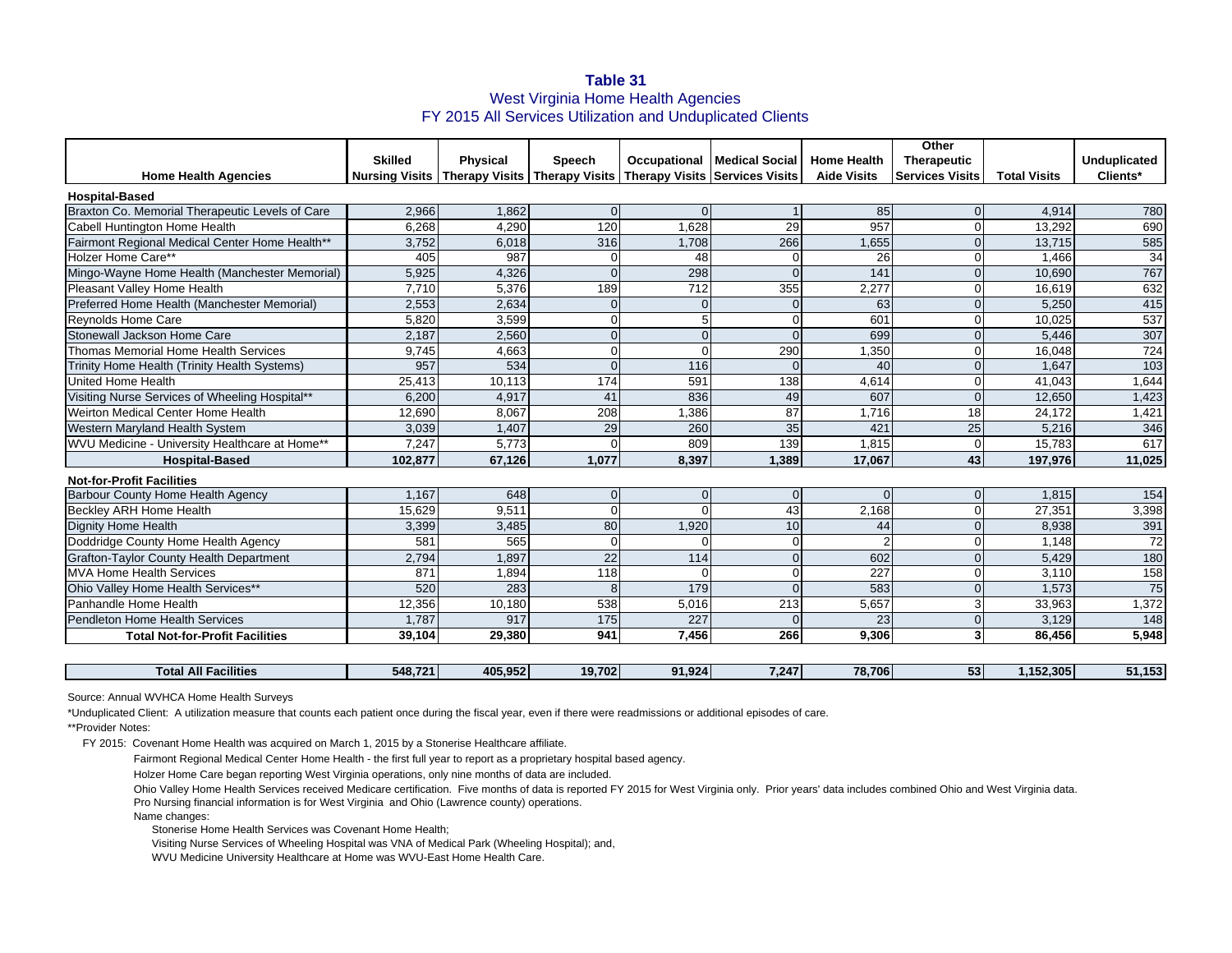**Table 31**
West Virginia Home Health Agencies
FY 2015 All Services Utilization and Unduplicated Clients

| Home Health Agencies | Skilled Nursing Visits | Physical Therapy Visits | Speech Therapy Visits | Occupational Therapy Visits | Medical Social Services Visits | Home Health Aide Visits | Other Therapeutic Services Visits | Total Visits | Unduplicated Clients* |
|---|---|---|---|---|---|---|---|---|---|
| **Hospital-Based** | | | | | | | | | |
| Braxton Co. Memorial Therapeutic Levels of Care | 2,966 | 1,862 | 0 | 0 | 1 | 85 | 0 | 4,914 | 780 |
| Cabell Huntington Home Health | 6,268 | 4,290 | 120 | 1,628 | 29 | 957 | 0 | 13,292 | 690 |
| Fairmont Regional Medical Center Home Health** | 3,752 | 6,018 | 316 | 1,708 | 266 | 1,655 | 0 | 13,715 | 585 |
| Holzer Home Care** | 405 | 987 | 0 | 48 | 0 | 26 | 0 | 1,466 | 34 |
| Mingo-Wayne Home Health (Manchester Memorial) | 5,925 | 4,326 | 0 | 298 | 0 | 141 | 0 | 10,690 | 767 |
| Pleasant Valley Home Health | 7,710 | 5,376 | 189 | 712 | 355 | 2,277 | 0 | 16,619 | 632 |
| Preferred Home Health (Manchester Memorial) | 2,553 | 2,634 | 0 | 0 | 0 | 63 | 0 | 5,250 | 415 |
| Reynolds Home Care | 5,820 | 3,599 | 0 | 5 | 0 | 601 | 0 | 10,025 | 537 |
| Stonewall Jackson Home Care | 2,187 | 2,560 | 0 | 0 | 0 | 699 | 0 | 5,446 | 307 |
| Thomas Memorial Home Health Services | 9,745 | 4,663 | 0 | 0 | 290 | 1,350 | 0 | 16,048 | 724 |
| Trinity Home Health (Trinity Health Systems) | 957 | 534 | 0 | 116 | 0 | 40 | 0 | 1,647 | 103 |
| United Home Health | 25,413 | 10,113 | 174 | 591 | 138 | 4,614 | 0 | 41,043 | 1,644 |
| Visiting Nurse Services of Wheeling Hospital** | 6,200 | 4,917 | 41 | 836 | 49 | 607 | 0 | 12,650 | 1,423 |
| Weirton Medical Center Home Health | 12,690 | 8,067 | 208 | 1,386 | 87 | 1,716 | 18 | 24,172 | 1,421 |
| Western Maryland Health System | 3,039 | 1,407 | 29 | 260 | 35 | 421 | 25 | 5,216 | 346 |
| WVU Medicine - University Healthcare at Home** | 7,247 | 5,773 | 0 | 809 | 139 | 1,815 | 0 | 15,783 | 617 |
| **Hospital-Based** | **102,877** | **67,126** | **1,077** | **8,397** | **1,389** | **17,067** | **43** | **197,976** | **11,025** |
| **Not-for-Profit Facilities** | | | | | | | | | |
| Barbour County Home Health Agency | 1,167 | 648 | 0 | 0 | 0 | 0 | 0 | 1,815 | 154 |
| Beckley ARH Home Health | 15,629 | 9,511 | 0 | 0 | 43 | 2,168 | 0 | 27,351 | 3,398 |
| Dignity Home Health | 3,399 | 3,485 | 80 | 1,920 | 10 | 44 | 0 | 8,938 | 391 |
| Doddridge County Home Health Agency | 581 | 565 | 0 | 0 | 0 | 2 | 0 | 1,148 | 72 |
| Grafton-Taylor County Health Department | 2,794 | 1,897 | 22 | 114 | 0 | 602 | 0 | 5,429 | 180 |
| MVA Home Health Services | 871 | 1,894 | 118 | 0 | 0 | 227 | 0 | 3,110 | 158 |
| Ohio Valley Home Health Services** | 520 | 283 | 8 | 179 | 0 | 583 | 0 | 1,573 | 75 |
| Panhandle Home Health | 12,356 | 10,180 | 538 | 5,016 | 213 | 5,657 | 3 | 33,963 | 1,372 |
| Pendleton Home Health Services | 1,787 | 917 | 175 | 227 | 0 | 23 | 0 | 3,129 | 148 |
| **Total Not-for-Profit Facilities** | **39,104** | **29,380** | **941** | **7,456** | **266** | **9,306** | **3** | **86,456** | **5,948** |
| **Total All Facilities** | **548,721** | **405,952** | **19,702** | **91,924** | **7,247** | **78,706** | **53** | **1,152,305** | **51,153** |

Source: Annual WVHCA Home Health Surveys

*Unduplicated Client: A utilization measure that counts each patient once during the fiscal year, even if there were readmissions or additional episodes of care.

**Provider Notes:

FY 2015: Covenant Home Health was acquired on March 1, 2015 by a Stonerise Healthcare affiliate.

Fairmont Regional Medical Center Home Health - the first full year to report as a proprietary hospital based agency.

Holzer Home Care began reporting West Virginia operations, only nine months of data are included.

Ohio Valley Home Health Services received Medicare certification. Five months of data is reported FY 2015 for West Virginia only. Prior years' data includes combined Ohio and West Virginia data.

Pro Nursing financial information is for West Virginia and Ohio (Lawrence county) operations.

Name changes:

Stonerise Home Health Services was Covenant Home Health;

Visiting Nurse Services of Wheeling Hospital was VNA of Medical Park (Wheeling Hospital); and,

WVU Medicine University Healthcare at Home was WVU-East Home Health Care.